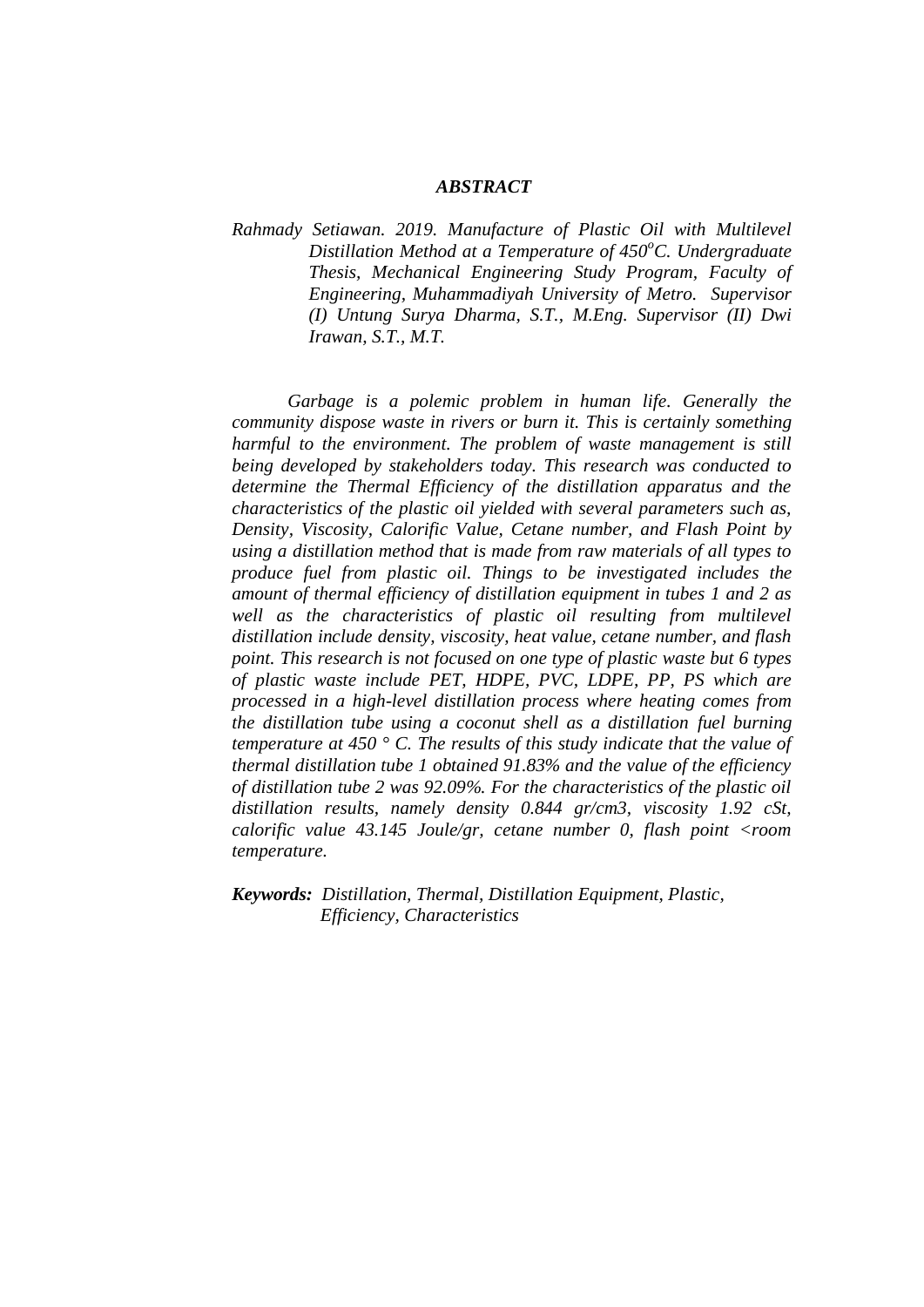## *ABSTRACT*

*Rahmady Setiawan. 2019. Manufacture of Plastic Oil with Multilevel Distillation Method at a Temperature of 450$^{o}$C. Undergraduate Thesis, Mechanical Engineering Study Program, Faculty of Engineering, Muhammadiyah University of Metro. Supervisor (I) Untung Surya Dharma, S.T., M.Eng. Supervisor (II) Dwi Irawan, S.T., M.T.*

*Garbage is a polemic problem in human life. Generally the community dispose waste in rivers or burn it. This is certainly something harmful to the environment. The problem of waste management is still being developed by stakeholders today. This research was conducted to determine the Thermal Efficiency of the distillation apparatus and the characteristics of the plastic oil yielded with several parameters such as, Density, Viscosity, Calorific Value, Cetane number, and Flash Point by using a distillation method that is made from raw materials of all types to produce fuel from plastic oil. Things to be investigated includes the amount of thermal efficiency of distillation equipment in tubes 1 and 2 as well as the characteristics of plastic oil resulting from multilevel distillation include density, viscosity, heat value, cetane number, and flash point. This research is not focused on one type of plastic waste but 6 types of plastic waste include PET, HDPE, PVC, LDPE, PP, PS which are processed in a high-level distillation process where heating comes from the distillation tube using a coconut shell as a distillation fuel burning temperature at 450 ° C. The results of this study indicate that the value of thermal distillation tube 1 obtained 91.83% and the value of the efficiency of distillation tube 2 was 92.09%. For the characteristics of the plastic oil distillation results, namely density 0.844 gr/cm3, viscosity 1.92 cSt, calorific value 43.145 Joule/gr, cetane number 0, flash point <room temperature.*

***Keywords:*** *Distillation, Thermal, Distillation Equipment, Plastic, Efficiency, Characteristics*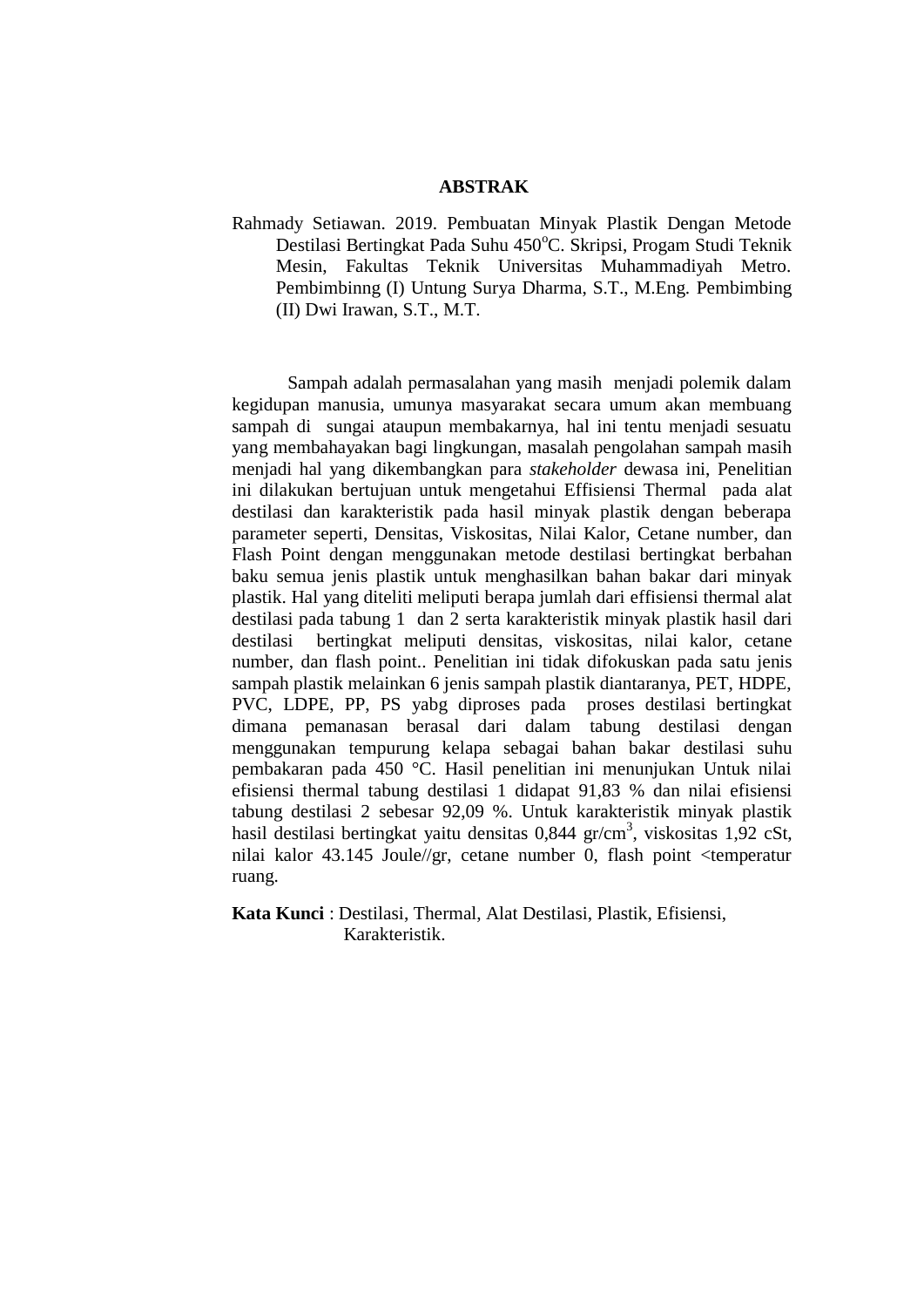# ABSTRAK

Rahmady Setiawan. 2019. Pembuatan Minyak Plastik Dengan Metode Destilasi Bertingkat Pada Suhu 450°C. Skripsi, Progam Studi Teknik Mesin, Fakultas Teknik Universitas Muhammadiyah Metro. Pembimbinng (I) Untung Surya Dharma, S.T., M.Eng. Pembimbing (II) Dwi Irawan, S.T., M.T.

Sampah adalah permasalahan yang masih menjadi polemik dalam kegidupan manusia, umunya masyarakat secara umum akan membuang sampah di sungai ataupun membakarnya, hal ini tentu menjadi sesuatu yang membahayakan bagi lingkungan, masalah pengolahan sampah masih menjadi hal yang dikembangkan para *stakeholder* dewasa ini, Penelitian ini dilakukan bertujuan untuk mengetahui Effisiensi Thermal pada alat destilasi dan karakteristik pada hasil minyak plastik dengan beberapa parameter seperti, Densitas, Viskositas, Nilai Kalor, Cetane number, dan Flash Point dengan menggunakan metode destilasi bertingkat berbahan baku semua jenis plastik untuk menghasilkan bahan bakar dari minyak plastik. Hal yang diteliti meliputi berapa jumlah dari effisiensi thermal alat destilasi pada tabung 1 dan 2 serta karakteristik minyak plastik hasil dari destilasi bertingkat meliputi densitas, viskositas, nilai kalor, cetane number, dan flash point.. Penelitian ini tidak difokuskan pada satu jenis sampah plastik melainkan 6 jenis sampah plastik diantaranya, PET, HDPE, PVC, LDPE, PP, PS yabg diproses pada proses destilasi bertingkat dimana pemanasan berasal dari dalam tabung destilasi dengan menggunakan tempurung kelapa sebagai bahan bakar destilasi suhu pembakaran pada 450 °C. Hasil penelitian ini menunjukan Untuk nilai efisiensi thermal tabung destilasi 1 didapat 91,83 % dan nilai efisiensi tabung destilasi 2 sebesar 92,09 %. Untuk karakteristik minyak plastik hasil destilasi bertingkat yaitu densitas 0,844 gr/cm$^3$, viskositas 1,92 cSt, nilai kalor 43.145 Joule//gr, cetane number 0, flash point <temperatur ruang.

**Kata Kunci** : Destilasi, Thermal, Alat Destilasi, Plastik, Efisiensi, Karakteristik.